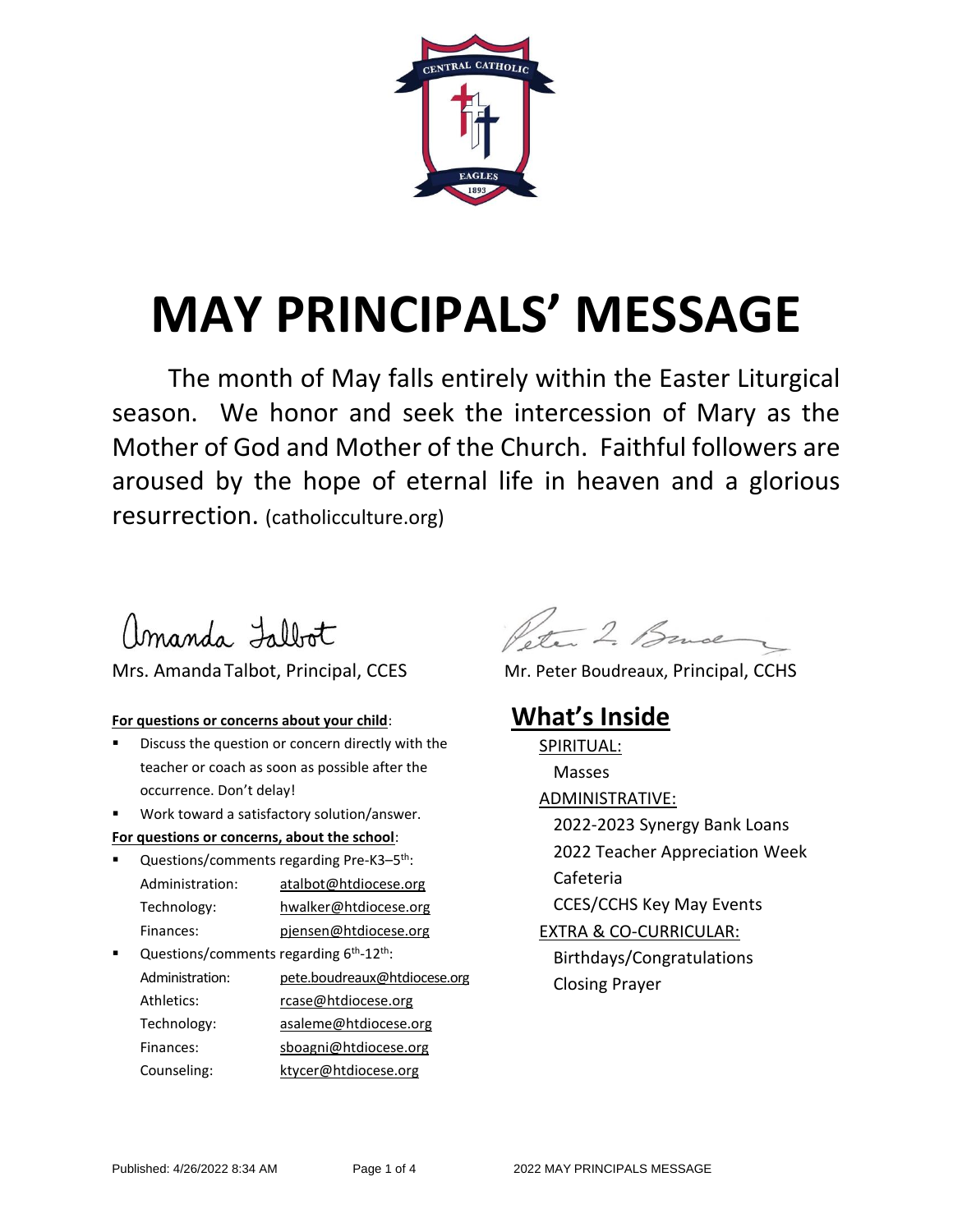# MAY PRINCIPALS' MESSAGE

The month of May falls entirely within the Easter Liturgical season. We honor and seek the intercession of Mary as the Mother of God and Mother of the Church. Faithful followers are aroused by the hope of eternal life in heaven and a glorious resurrection. (catholicculture.org)

Amanda Talbot
Mrs. Amanda Talbot, Principal, CCES

Peter L. Boudreaux
Mr. Peter Boudreaux, Principal, CCHS

**For questions or concerns about your child**:

- Discuss the question or concern directly with the teacher or coach as soon as possible after the occurrence. Don't delay!
- Work toward a satisfactory solution/answer.

**For questions or concerns, about the school**:

- Questions/comments regarding Pre-K3–5th:
  - Administration: atalbot@htdiocese.org
  - Technology: hwalker@htdiocese.org
  - Finances: pjensen@htdiocese.org
- Questions/comments regarding 6th-12th:
  - Administration: pete.boudreaux@htdiocese.org
  - Athletics: rcase@htdiocese.org
  - Technology: asaleme@htdiocese.org
  - Finances: sboagni@htdiocese.org
  - Counseling: ktycer@htdiocese.org

## What's Inside

SPIRITUAL:
- Masses

ADMINISTRATIVE:
- 2022-2023 Synergy Bank Loans
- 2022 Teacher Appreciation Week
- Cafeteria
- CCES/CCHS Key May Events

EXTRA & CO-CURRICULAR:
- Birthdays/Congratulations
- Closing Prayer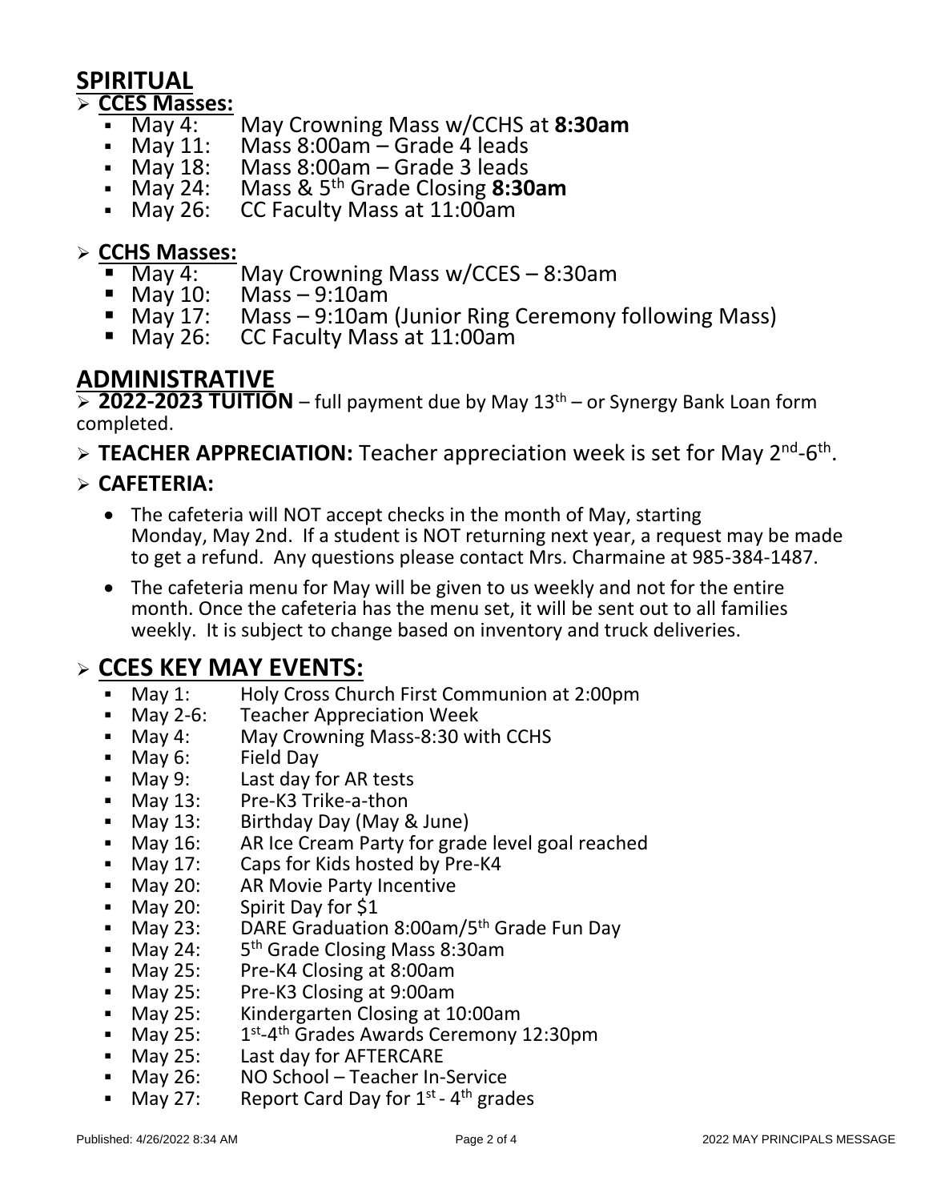# SPIRITUAL

- **CCES Masses:**
  - May 4: May Crowning Mass w/CCHS at **8:30am**
  - May 11: Mass 8:00am – Grade 4 leads
  - May 18: Mass 8:00am – Grade 3 leads
  - May 24: Mass & 5th Grade Closing **8:30am**
  - May 26: CC Faculty Mass at 11:00am

- **CCHS Masses:**
  - May 4: May Crowning Mass w/CCES – 8:30am
  - May 10: Mass – 9:10am
  - May 17: Mass – 9:10am (Junior Ring Ceremony following Mass)
  - May 26: CC Faculty Mass at 11:00am

# ADMINISTRATIVE

- **2022-2023 TUITION** – full payment due by May 13th – or Synergy Bank Loan form completed.
- **TEACHER APPRECIATION:** Teacher appreciation week is set for May 2nd-6th.
- **CAFETERIA:**
  - The cafeteria will NOT accept checks in the month of May, starting Monday, May 2nd. If a student is NOT returning next year, a request may be made to get a refund. Any questions please contact Mrs. Charmaine at 985-384-1487.
  - The cafeteria menu for May will be given to us weekly and not for the entire month. Once the cafeteria has the menu set, it will be sent out to all families weekly. It is subject to change based on inventory and truck deliveries.

## CCES KEY MAY EVENTS:

- May 1: Holy Cross Church First Communion at 2:00pm
- May 2-6: Teacher Appreciation Week
- May 4: May Crowning Mass-8:30 with CCHS
- May 6: Field Day
- May 9: Last day for AR tests
- May 13: Pre-K3 Trike-a-thon
- May 13: Birthday Day (May & June)
- May 16: AR Ice Cream Party for grade level goal reached
- May 17: Caps for Kids hosted by Pre-K4
- May 20: AR Movie Party Incentive
- May 20: Spirit Day for $1
- May 23: DARE Graduation 8:00am/5th Grade Fun Day
- May 24: 5th Grade Closing Mass 8:30am
- May 25: Pre-K4 Closing at 8:00am
- May 25: Pre-K3 Closing at 9:00am
- May 25: Kindergarten Closing at 10:00am
- May 25: 1st-4th Grades Awards Ceremony 12:30pm
- May 25: Last day for AFTERCARE
- May 26: NO School – Teacher In-Service
- May 27: Report Card Day for 1st - 4th grades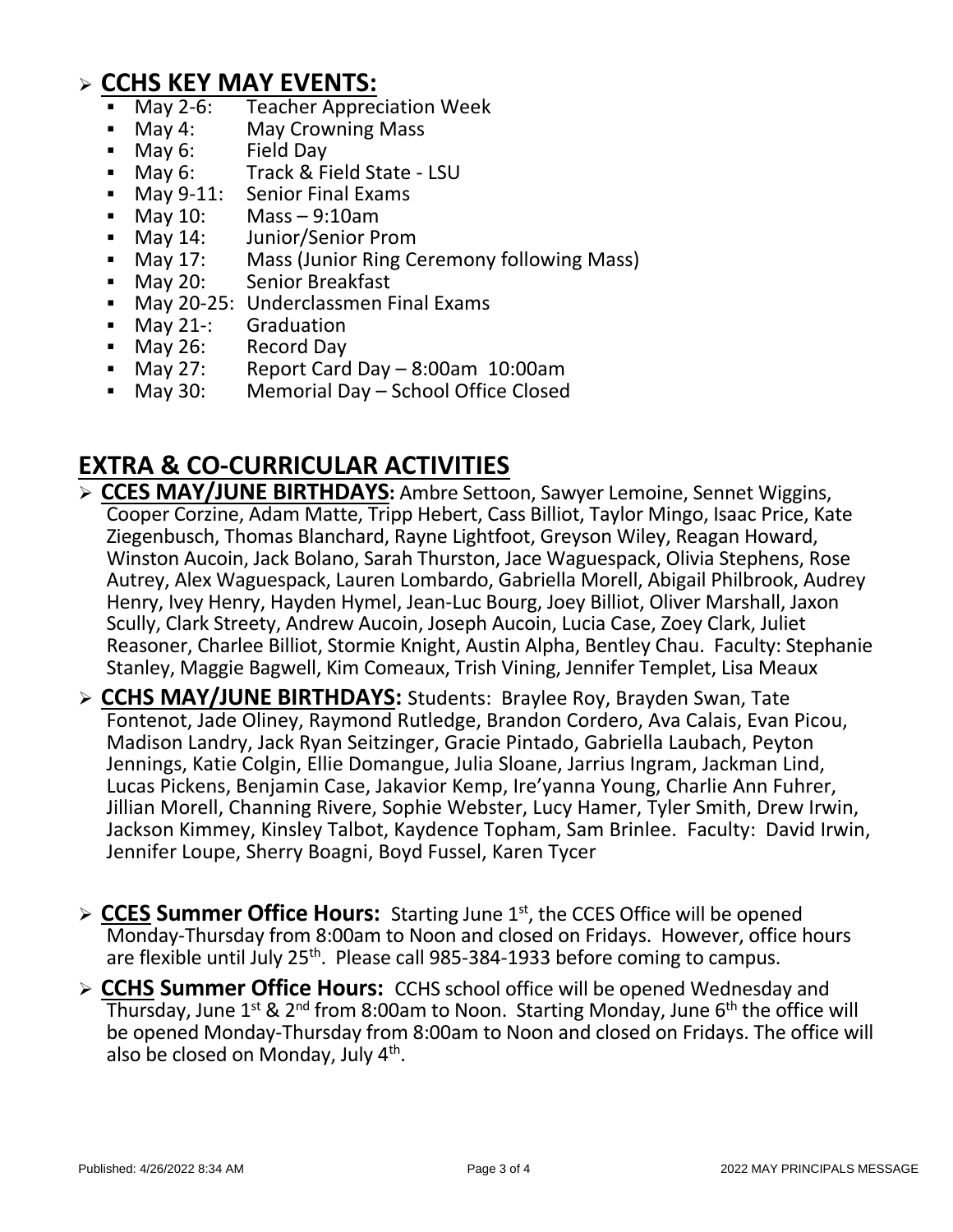- **CCHS KEY MAY EVENTS:**
  - May 2-6: Teacher Appreciation Week
  - May 4: May Crowning Mass
  - May 6: Field Day
  - May 6: Track & Field State - LSU
  - May 9-11: Senior Final Exams
  - May 10: Mass – 9:10am
  - May 14: Junior/Senior Prom
  - May 17: Mass (Junior Ring Ceremony following Mass)
  - May 20: Senior Breakfast
  - May 20-25: Underclassmen Final Exams
  - May 21-: Graduation
  - May 26: Record Day
  - May 27: Report Card Day – 8:00am 10:00am
  - May 30: Memorial Day – School Office Closed

# EXTRA & CO-CURRICULAR ACTIVITIES

- **CCES MAY/JUNE BIRTHDAYS:** Ambre Settoon, Sawyer Lemoine, Sennet Wiggins, Cooper Corzine, Adam Matte, Tripp Hebert, Cass Billiot, Taylor Mingo, Isaac Price, Kate Ziegenbusch, Thomas Blanchard, Rayne Lightfoot, Greyson Wiley, Reagan Howard, Winston Aucoin, Jack Bolano, Sarah Thurston, Jace Waguespack, Olivia Stephens, Rose Autrey, Alex Waguespack, Lauren Lombardo, Gabriella Morell, Abigail Philbrook, Audrey Henry, Ivey Henry, Hayden Hymel, Jean-Luc Bourg, Joey Billiot, Oliver Marshall, Jaxon Scully, Clark Streety, Andrew Aucoin, Joseph Aucoin, Lucia Case, Zoey Clark, Juliet Reasoner, Charlee Billiot, Stormie Knight, Austin Alpha, Bentley Chau. Faculty: Stephanie Stanley, Maggie Bagwell, Kim Comeaux, Trish Vining, Jennifer Templet, Lisa Meaux

- **CCHS MAY/JUNE BIRTHDAYS:** Students: Braylee Roy, Brayden Swan, Tate Fontenot, Jade Oliney, Raymond Rutledge, Brandon Cordero, Ava Calais, Evan Picou, Madison Landry, Jack Ryan Seitzinger, Gracie Pintado, Gabriella Laubach, Peyton Jennings, Katie Colgin, Ellie Domangue, Julia Sloane, Jarrius Ingram, Jackman Lind, Lucas Pickens, Benjamin Case, Jakavior Kemp, Ire'yanna Young, Charlie Ann Fuhrer, Jillian Morell, Channing Rivere, Sophie Webster, Lucy Hamer, Tyler Smith, Drew Irwin, Jackson Kimmey, Kinsley Talbot, Kaydence Topham, Sam Brinlee. Faculty: David Irwin, Jennifer Loupe, Sherry Boagni, Boyd Fussel, Karen Tycer

- **CCES Summer Office Hours:** Starting June 1st, the CCES Office will be opened Monday-Thursday from 8:00am to Noon and closed on Fridays. However, office hours are flexible until July 25th. Please call 985-384-1933 before coming to campus.

- **CCHS Summer Office Hours:** CCHS school office will be opened Wednesday and Thursday, June 1st & 2nd from 8:00am to Noon. Starting Monday, June 6th the office will be opened Monday-Thursday from 8:00am to Noon and closed on Fridays. The office will also be closed on Monday, July 4th.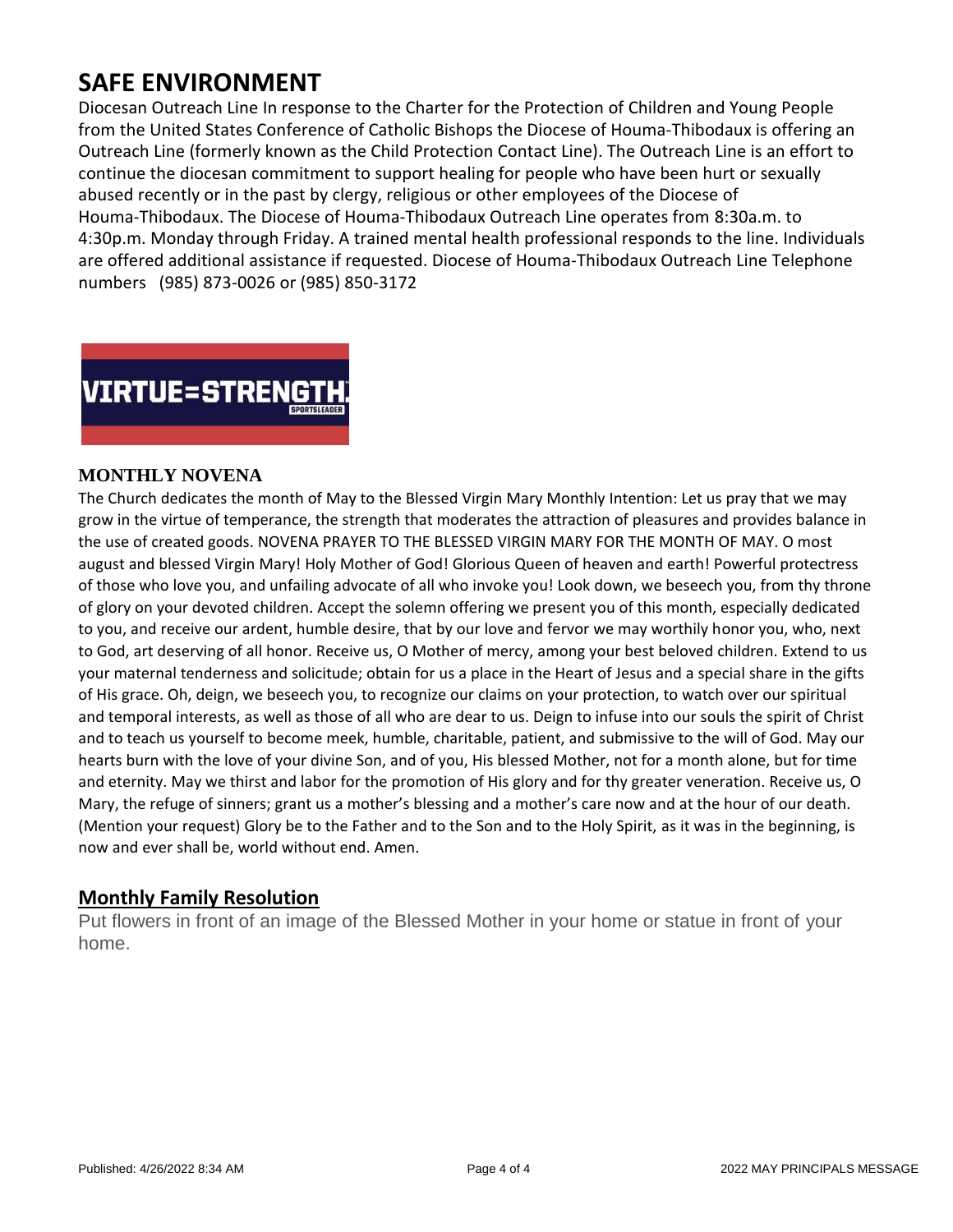# SAFE ENVIRONMENT

Diocesan Outreach Line In response to the Charter for the Protection of Children and Young People from the United States Conference of Catholic Bishops the Diocese of Houma-Thibodaux is offering an Outreach Line (formerly known as the Child Protection Contact Line). The Outreach Line is an effort to continue the diocesan commitment to support healing for people who have been hurt or sexually abused recently or in the past by clergy, religious or other employees of the Diocese of Houma-Thibodaux. The Diocese of Houma-Thibodaux Outreach Line operates from 8:30a.m. to 4:30p.m. Monday through Friday. A trained mental health professional responds to the line. Individuals are offered additional assistance if requested. Diocese of Houma-Thibodaux Outreach Line Telephone numbers (985) 873-0026 or (985) 850-3172

VIRTUE=STRENGTH.

SPORTSLEADER

### MONTHLY NOVENA

The Church dedicates the month of May to the Blessed Virgin Mary Monthly Intention: Let us pray that we may grow in the virtue of temperance, the strength that moderates the attraction of pleasures and provides balance in the use of created goods. NOVENA PRAYER TO THE BLESSED VIRGIN MARY FOR THE MONTH OF MAY. O most august and blessed Virgin Mary! Holy Mother of God! Glorious Queen of heaven and earth! Powerful protectress of those who love you, and unfailing advocate of all who invoke you! Look down, we beseech you, from thy throne of glory on your devoted children. Accept the solemn offering we present you of this month, especially dedicated to you, and receive our ardent, humble desire, that by our love and fervor we may worthily honor you, who, next to God, art deserving of all honor. Receive us, O Mother of mercy, among your best beloved children. Extend to us your maternal tenderness and solicitude; obtain for us a place in the Heart of Jesus and a special share in the gifts of His grace. Oh, deign, we beseech you, to recognize our claims on your protection, to watch over our spiritual and temporal interests, as well as those of all who are dear to us. Deign to infuse into our souls the spirit of Christ and to teach us yourself to become meek, humble, charitable, patient, and submissive to the will of God. May our hearts burn with the love of your divine Son, and of you, His blessed Mother, not for a month alone, but for time and eternity. May we thirst and labor for the promotion of His glory and for thy greater veneration. Receive us, O Mary, the refuge of sinners; grant us a mother's blessing and a mother's care now and at the hour of our death. (Mention your request) Glory be to the Father and to the Son and to the Holy Spirit, as it was in the beginning, is now and ever shall be, world without end. Amen.

## Monthly Family Resolution

Put flowers in front of an image of the Blessed Mother in your home or statue in front of your home.